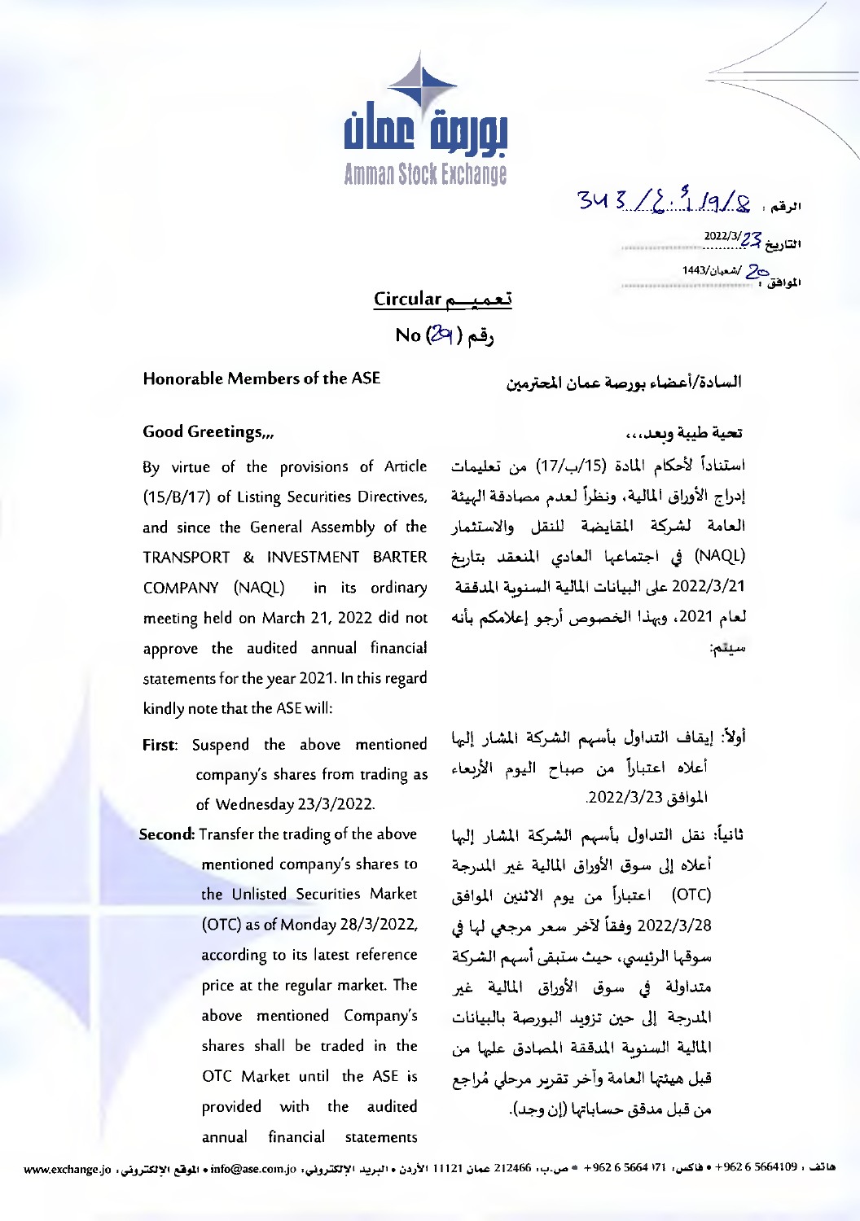بورصة عمان
Amman Stock Exchange

الرقم : 343/ع.ت/9/8

التاريخ 2022/3/23

الموافق : 20/شعبان/1443

## تعميم Circular

رقم No (29)

**Honorable Members of the ASE**

**السادة/أعضاء بورصة عمان المحترمين**

**Good Greetings,,,**

**تحية طيبة وبعد،،،**

By virtue of the provisions of Article (15/B/17) of Listing Securities Directives, and since the General Assembly of the TRANSPORT & INVESTMENT BARTER COMPANY (NAQL) in its ordinary meeting held on March 21, 2022 did not approve the audited annual financial statements for the year 2021. In this regard kindly note that the ASE will:

استناداً لأحكام المادة (15/ب/17) من تعليمات إدراج الأوراق المالية، ونظراً لعدم مصادقة الهيئة العامة لشركة المقايضة للنقل والاستثمار (NAQL) في اجتماعها العادي المنعقد بتاريخ 2022/3/21 على البيانات المالية السنوية المدققة لعام 2021، وبهذا الخصوص أرجو إعلامكم بأنه سيتم:

**First**: Suspend the above mentioned company's shares from trading as of Wednesday 23/3/2022.

**Second**: Transfer the trading of the above mentioned company's shares to the Unlisted Securities Market (OTC) as of Monday 28/3/2022, according to its latest reference price at the regular market. The above mentioned Company's shares shall be traded in the OTC Market until the ASE is provided with the audited annual financial statements

**أولاً**: إيقاف التداول بأسهم الشركة المشار إليها أعلاه اعتباراً من صباح اليوم الأربعاء الموافق 2022/3/23.

**ثانياً**: نقل التداول بأسهم الشركة المشار إليها أعلاه إلى سوق الأوراق المالية غير المدرجة (OTC) اعتباراً من يوم الاثنين الموافق 2022/3/28 وفقاً لآخر سعر مرجعي لها في سوقها الرئيسي، حيث ستبقى أسهم الشركة متداولة في سوق الأوراق المالية غير المدرجة إلى حين تزويد البورصة بالبيانات المالية السنوية المدققة المصادق عليها من قبل هيئتها العامة وآخر تقرير مرحلي مُراجع من قبل مدقق حساباتها (إن وجد).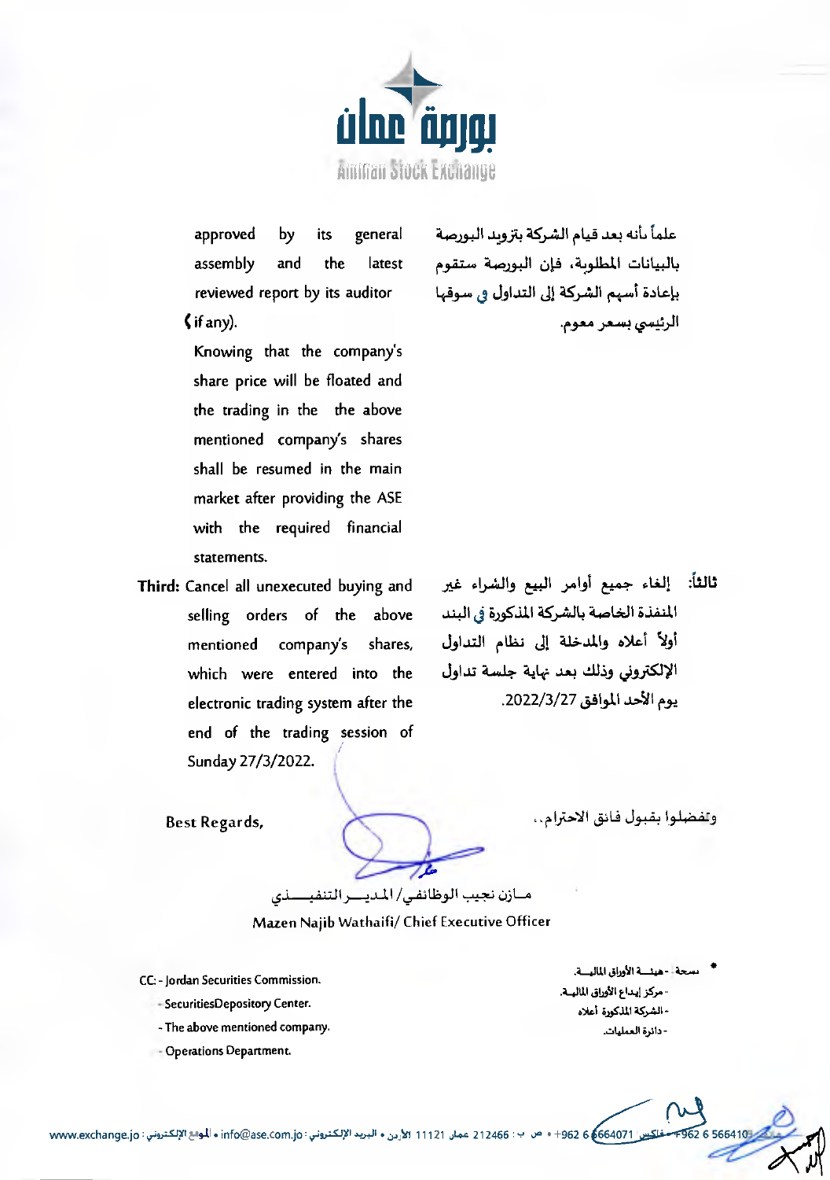بورصة عمان
Amman Stock Exchange

علماً بأنه بعد قيام الشركة بتزويد البورصة بالبيانات المطلوبة، فإن البورصة ستقوم بإعادة أسهم الشركة إلى التداول في سوقها الرئيسي بسعر معوم.

approved by its general assembly and the latest reviewed report by its auditor (if any).

Knowing that the company's share price will be floated and the trading in the the above mentioned company's shares shall be resumed in the main market after providing the ASE with the required financial statements.

**ثالثاً:** إلغاء جميع أوامر البيع والشراء غير المنفذة الخاصة بالشركة المذكورة في البند أولاً أعلاه والمدخلة إلى نظام التداول الإلكتروني وذلك بعد نهاية جلسة تداول يوم الأحد الموافق 2022/3/27.

**Third:** Cancel all unexecuted buying and selling orders of the above mentioned company's shares, which were entered into the electronic trading system after the end of the trading session of Sunday 27/3/2022.

وتفضلوا بقبول فائق الاحترام،،

Best Regards,

مـازن نجيب الوظائفي/ المديـر التنفيـذي
Mazen Najib Wathaifi/ Chief Executive Officer

* نسخة: - هيئة الأوراق المالية.
- مركز إيداع الأوراق المالية.
- الشركة المذكورة أعلاه
- دائرة العمليات.

CC: - Jordan Securities Commission.
- SecuritiesDepository Center.
- The above mentioned company.
- Operations Department.

هاتف 5664109 6 962+ • فاكس 6664071 6 962+ • ص ب: 212466 عمان 11121 الأردن • البريد الإلكتروني: info@ase.com.jo • الموقع الإلكتروني: www.exchange.jo